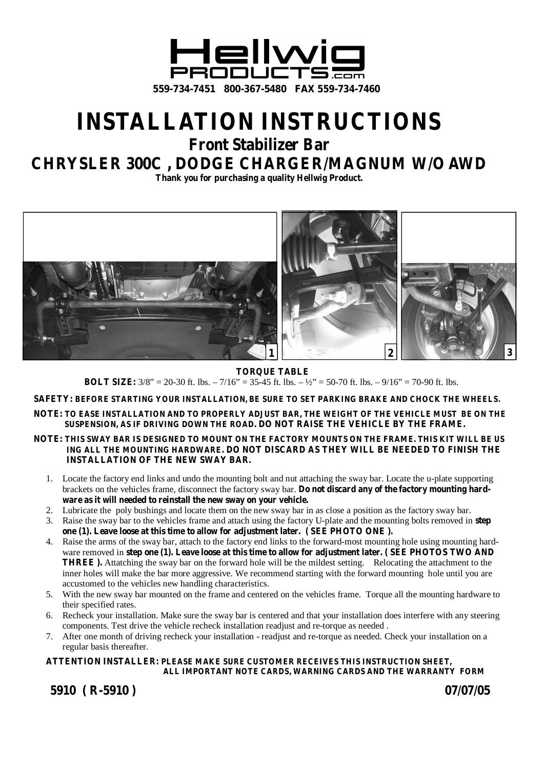# Hellwig PRODUCTS.com

**559-734-7451 800-367-5480 FAX 559-734-7460**

# INSTALLATION INSTRUCTIONS

## Front Stabilizer Bar

## CHRYSLER 300C , DODGE CHARGER/MAGNUM W/O AWD

**Thank you for purchasing a quality Hellwig Product.**

1 2 3

**TORQUE TABLE**

**BOLT SIZE:** 3/8" = 20-30 ft. lbs. – 7/16" = 35-45 ft. lbs. – ½" = 50-70 ft. lbs. – 9/16" = 70-90 ft. lbs.

**SAFETY: BEFORE STARTING YOUR INSTALLATION, BE SURE TO SET PARKING BRAKE AND CHOCK THE WHEELS.**

**NOTE: TO EASE INSTALLATION AND TO PROPERLY ADJUST BAR, THE WEIGHT OF THE VEHICLE MUST BE ON THE SUSPENSION, AS IF DRIVING DOWN THE ROAD. DO NOT RAISE THE VEHICLE BY THE FRAME.**

**NOTE: THIS SWAY BAR IS DESIGNED TO MOUNT ON THE FACTORY MOUNTS ON THE FRAME. THIS KIT WILL BE USING ALL THE MOUNTING HARDWARE. DO NOT DISCARD AS THEY WILL BE NEEDED TO FINISH THE INSTALLATION OF THE NEW SWAY BAR.**

1. Locate the factory end links and undo the mounting bolt and nut attaching the sway bar. Locate the u-plate supporting brackets on the vehicles frame, disconnect the factory sway bar. **Do not discard any of the factory mounting hardware as it will needed to reinstall the new sway on your vehicle.**
2. Lubricate the poly bushings and locate them on the new sway bar in as close a position as the factory sway bar.
3. Raise the sway bar to the vehicles frame and attach using the factory U-plate and the mounting bolts removed in **step one (1). Leave loose at this time to allow for adjustment later. ( SEE PHOTO ONE ).**
4. Raise the arms of the sway bar, attach to the factory end links to the forward-most mounting hole using mounting hardware removed in **step one (1). Leave loose at this time to allow for adjustment later. ( SEE PHOTOS TWO AND THREE ).** Attatching the sway bar on the forward hole will be the mildest setting. Relocating the attachment to the inner holes will make the bar more aggressive. We recommend starting with the forward mounting hole until you are accustomed to the vehicles new handling characteristics.
5. With the new sway bar mounted on the frame and centered on the vehicles frame. Torque all the mounting hardware to their specified rates.
6. Recheck your installation. Make sure the sway bar is centered and that your installation does interfere with any steering components. Test drive the vehicle recheck installation readjust and re-torque as needed .
7. After one month of driving recheck your installation - readjust and re-torque as needed. Check your installation on a regular basis thereafter.

**ATTENTION INSTALLER: PLEASE MAKE SURE CUSTOMER RECEIVES THIS INSTRUCTION SHEET, ALL IMPORTANT NOTE CARDS, WARNING CARDS AND THE WARRANTY FORM**

**5910 ( R-5910 )** **07/07/05**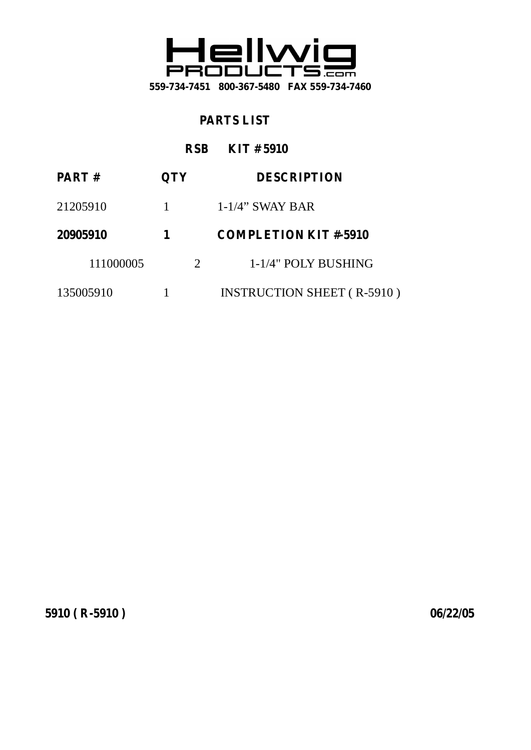# Hellwig PRODUCTS.com

559-734-7451 800-367-5480 FAX 559-734-7460

## PARTS LIST

### RSB KIT #5910

| PART # | QTY | DESCRIPTION |
|---|---|---|
| 21205910 | 1 | 1-1/4" SWAY BAR |
| **20905910** | **1** | **COMPLETION KIT #-5910** |
| 111000005 | 2 | 1-1/4" POLY BUSHING |
| 135005910 | 1 | INSTRUCTION SHEET ( R-5910 ) |

**5910 ( R-5910 )** **06/22/05**